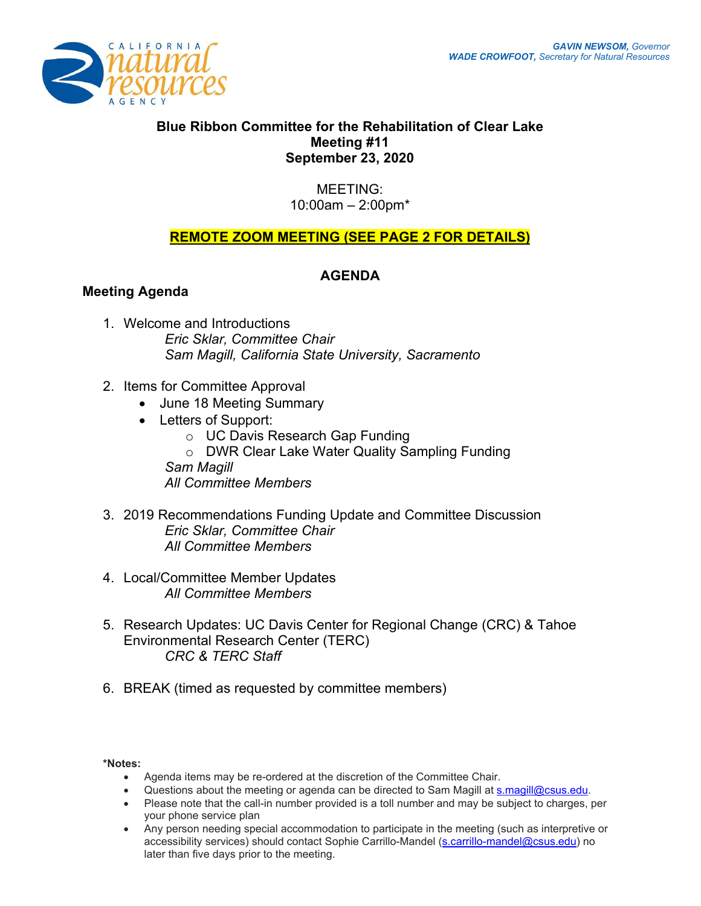CALIFORNIA natural resources AGENCY

***GAVIN NEWSOM,** Governor*
***WADE CROWFOOT,** Secretary for Natural Resources*

# Blue Ribbon Committee for the Rehabilitation of Clear Lake
## Meeting #11
## September 23, 2020

MEETING:
10:00am – 2:00pm*

**REMOTE ZOOM MEETING (SEE PAGE 2 FOR DETAILS)**

## AGENDA

### Meeting Agenda

1. Welcome and Introductions
   *Eric Sklar, Committee Chair*
   *Sam Magill, California State University, Sacramento*

2. Items for Committee Approval
   - June 18 Meeting Summary
   - Letters of Support:
     - UC Davis Research Gap Funding
     - DWR Clear Lake Water Quality Sampling Funding

   *Sam Magill*
   *All Committee Members*

3. 2019 Recommendations Funding Update and Committee Discussion
   *Eric Sklar, Committee Chair*
   *All Committee Members*

4. Local/Committee Member Updates
   *All Committee Members*

5. Research Updates: UC Davis Center for Regional Change (CRC) & Tahoe Environmental Research Center (TERC)
   *CRC & TERC Staff*

6. BREAK (timed as requested by committee members)

**\*Notes:**

- Agenda items may be re-ordered at the discretion of the Committee Chair.
- Questions about the meeting or agenda can be directed to Sam Magill at s.magill@csus.edu.
- Please note that the call-in number provided is a toll number and may be subject to charges, per your phone service plan
- Any person needing special accommodation to participate in the meeting (such as interpretive or accessibility services) should contact Sophie Carrillo-Mandel (s.carrillo-mandel@csus.edu) no later than five days prior to the meeting.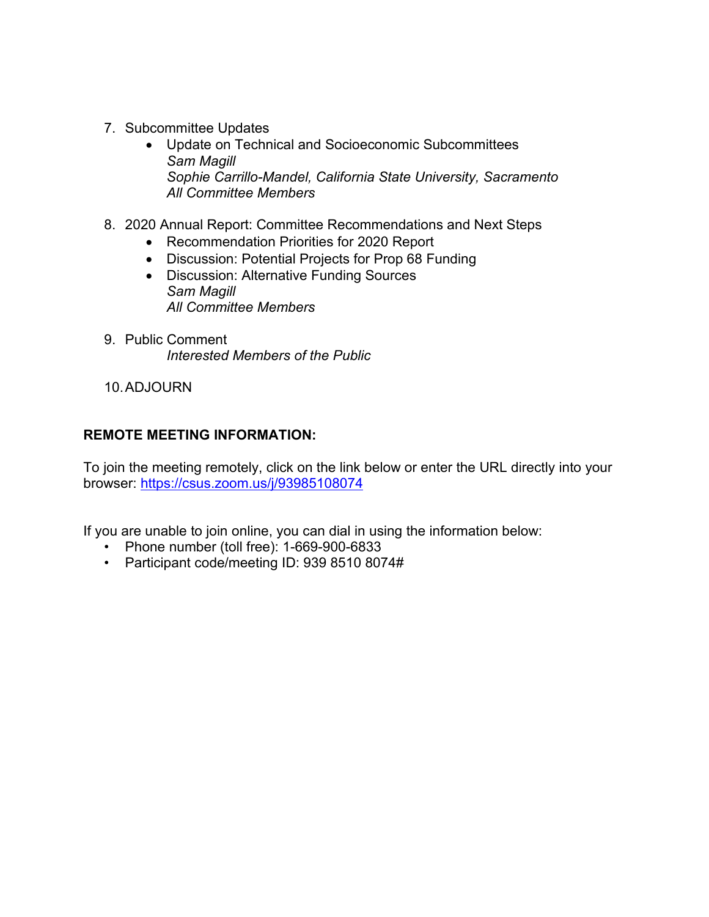7. Subcommittee Updates
    - Update on Technical and Socioeconomic Subcommittees
      *Sam Magill*
      *Sophie Carrillo-Mandel, California State University, Sacramento*
      *All Committee Members*

8. 2020 Annual Report: Committee Recommendations and Next Steps
    - Recommendation Priorities for 2020 Report
    - Discussion: Potential Projects for Prop 68 Funding
    - Discussion: Alternative Funding Sources
      *Sam Magill*
      *All Committee Members*

9. Public Comment
      *Interested Members of the Public*

10. ADJOURN

**REMOTE MEETING INFORMATION:**

To join the meeting remotely, click on the link below or enter the URL directly into your browser: [https://csus.zoom.us/j/93985108074](https://csus.zoom.us/j/93985108074)

If you are unable to join online, you can dial in using the information below:

- Phone number (toll free): 1-669-900-6833
- Participant code/meeting ID: 939 8510 8074#